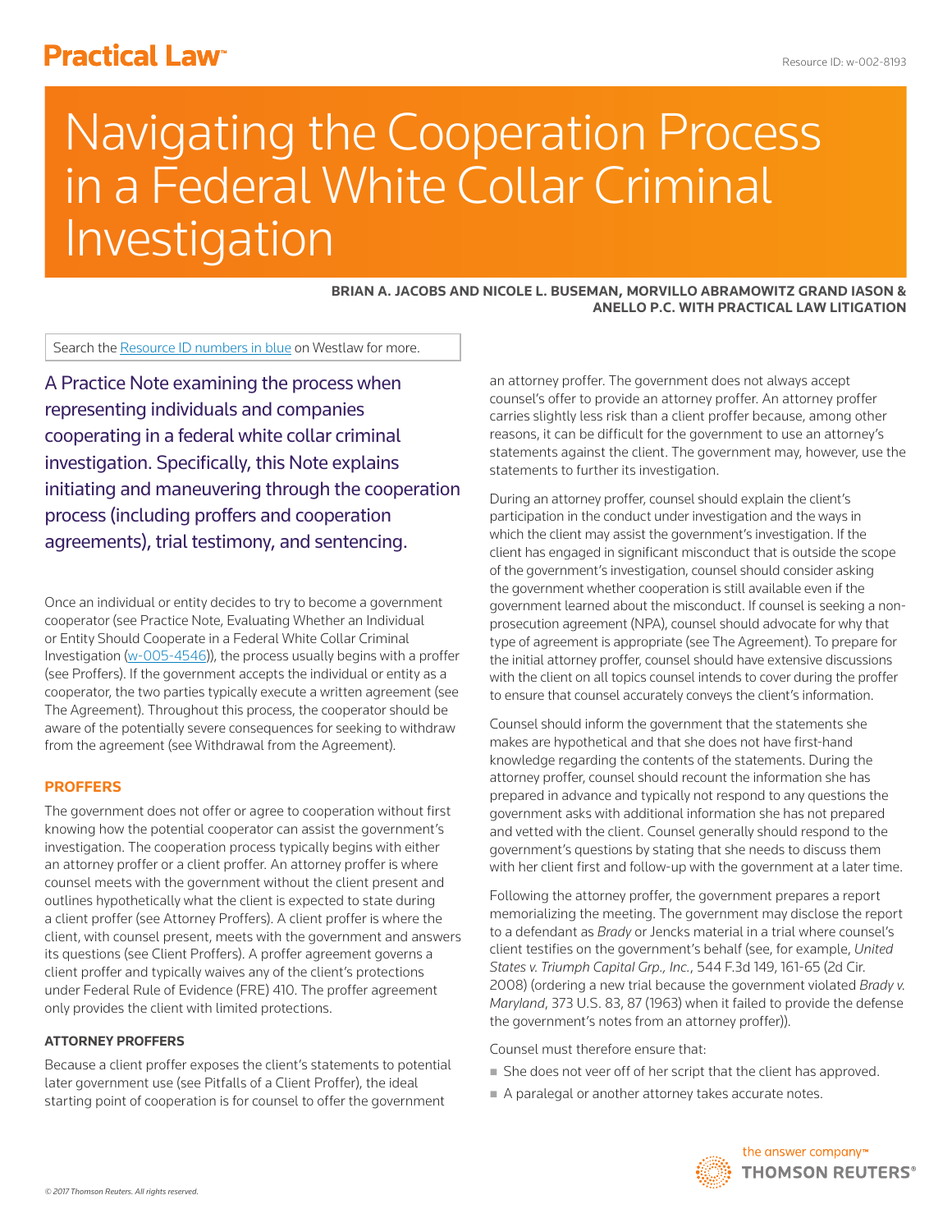# Navigating the Cooperation Process in a Federal White Collar Criminal Investigation

**BRIAN A. JACOBS AND NICOLE L. BUSEMAN, MORVILLO ABRAMOWITZ GRAND IASON & ANELLO P.C. WITH PRACTICAL LAW LITIGATION**

Search the Resource ID numbers in blue on Westlaw for more.

A Practice Note examining the process when representing individuals and companies cooperating in a federal white collar criminal investigation. Specifically, this Note explains initiating and maneuvering through the cooperation process (including proffers and cooperation agreements), trial testimony, and sentencing.

Once an individual or entity decides to try to become a government cooperator (see Practice Note, Evaluating Whether an Individual or Entity Should Cooperate in a Federal White Collar Criminal Investigation (w-005-4546)), the process usually begins with a proffer (see Proffers). If the government accepts the individual or entity as a cooperator, the two parties typically execute a written agreement (see The Agreement). Throughout this process, the cooperator should be aware of the potentially severe consequences for seeking to withdraw from the agreement (see Withdrawal from the Agreement).

## PROFFERS

The government does not offer or agree to cooperation without first knowing how the potential cooperator can assist the government's investigation. The cooperation process typically begins with either an attorney proffer or a client proffer. An attorney proffer is where counsel meets with the government without the client present and outlines hypothetically what the client is expected to state during a client proffer (see Attorney Proffers). A client proffer is where the client, with counsel present, meets with the government and answers its questions (see Client Proffers). A proffer agreement governs a client proffer and typically waives any of the client's protections under Federal Rule of Evidence (FRE) 410. The proffer agreement only provides the client with limited protections.

### ATTORNEY PROFFERS

Because a client proffer exposes the client's statements to potential later government use (see Pitfalls of a Client Proffer), the ideal starting point of cooperation is for counsel to offer the government an attorney proffer. The government does not always accept counsel's offer to provide an attorney proffer. An attorney proffer carries slightly less risk than a client proffer because, among other reasons, it can be difficult for the government to use an attorney's statements against the client. The government may, however, use the statements to further its investigation.

During an attorney proffer, counsel should explain the client's participation in the conduct under investigation and the ways in which the client may assist the government's investigation. If the client has engaged in significant misconduct that is outside the scope of the government's investigation, counsel should consider asking the government whether cooperation is still available even if the government learned about the misconduct. If counsel is seeking a non-prosecution agreement (NPA), counsel should advocate for why that type of agreement is appropriate (see The Agreement). To prepare for the initial attorney proffer, counsel should have extensive discussions with the client on all topics counsel intends to cover during the proffer to ensure that counsel accurately conveys the client's information.

Counsel should inform the government that the statements she makes are hypothetical and that she does not have first-hand knowledge regarding the contents of the statements. During the attorney proffer, counsel should recount the information she has prepared in advance and typically not respond to any questions the government asks with additional information she has not prepared and vetted with the client. Counsel generally should respond to the government's questions by stating that she needs to discuss them with her client first and follow-up with the government at a later time.

Following the attorney proffer, the government prepares a report memorializing the meeting. The government may disclose the report to a defendant as *Brady* or Jencks material in a trial where counsel's client testifies on the government's behalf (see, for example, *United States v. Triumph Capital Grp., Inc.*, 544 F.3d 149, 161-65 (2d Cir. 2008) (ordering a new trial because the government violated *Brady v. Maryland*, 373 U.S. 83, 87 (1963) when it failed to provide the defense the government's notes from an attorney proffer)).

Counsel must therefore ensure that:

- She does not veer off of her script that the client has approved.
- A paralegal or another attorney takes accurate notes.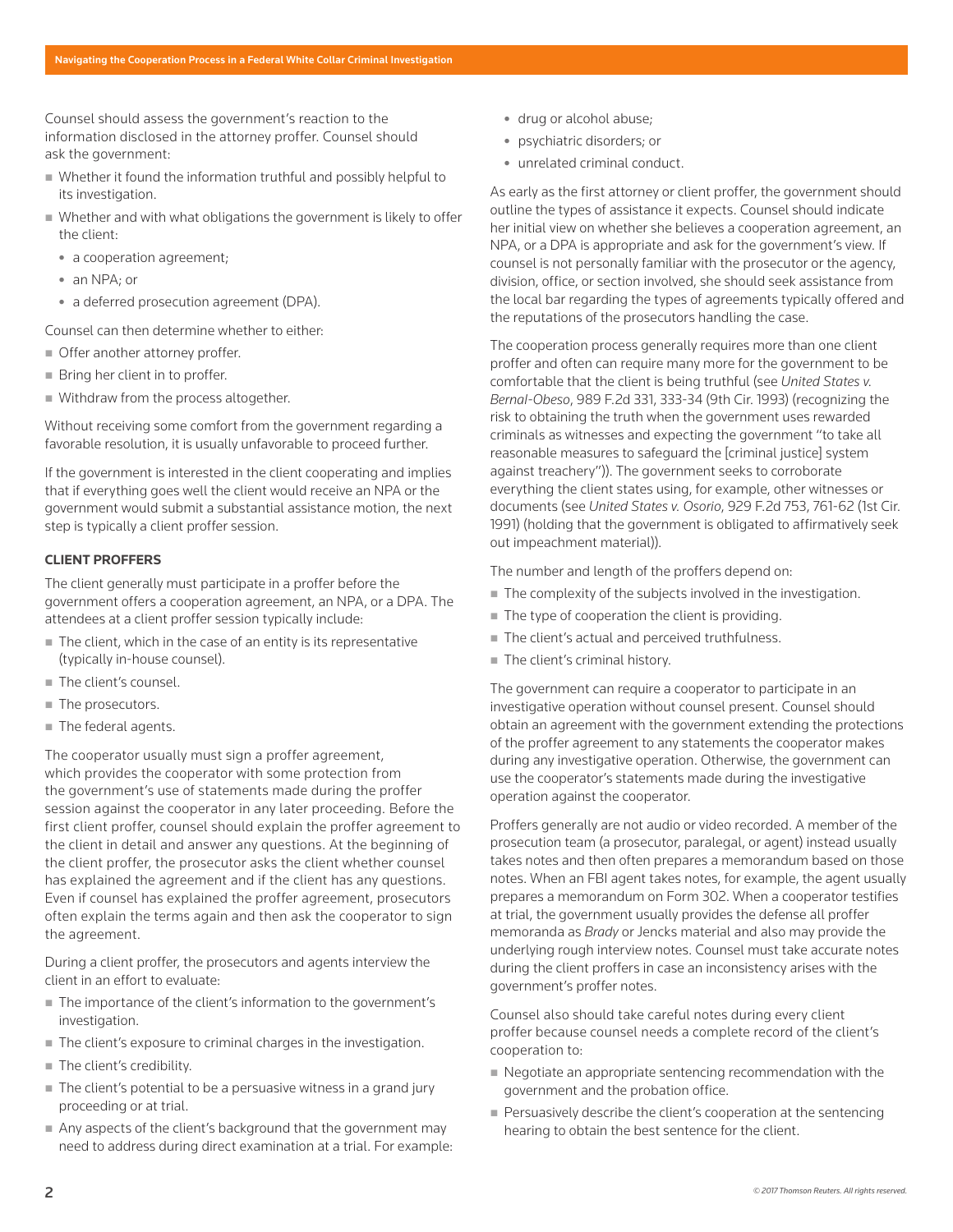Counsel should assess the government's reaction to the information disclosed in the attorney proffer. Counsel should ask the government:

- Whether it found the information truthful and possibly helpful to its investigation.
- Whether and with what obligations the government is likely to offer the client:
  - a cooperation agreement;
  - an NPA; or
  - a deferred prosecution agreement (DPA).

Counsel can then determine whether to either:

- Offer another attorney proffer.
- Bring her client in to proffer.
- Withdraw from the process altogether.

Without receiving some comfort from the government regarding a favorable resolution, it is usually unfavorable to proceed further.

If the government is interested in the client cooperating and implies that if everything goes well the client would receive an NPA or the government would submit a substantial assistance motion, the next step is typically a client proffer session.

### CLIENT PROFFERS

The client generally must participate in a proffer before the government offers a cooperation agreement, an NPA, or a DPA. The attendees at a client proffer session typically include:

- The client, which in the case of an entity is its representative (typically in-house counsel).
- The client's counsel.
- The prosecutors.
- The federal agents.

The cooperator usually must sign a proffer agreement, which provides the cooperator with some protection from the government's use of statements made during the proffer session against the cooperator in any later proceeding. Before the first client proffer, counsel should explain the proffer agreement to the client in detail and answer any questions. At the beginning of the client proffer, the prosecutor asks the client whether counsel has explained the agreement and if the client has any questions. Even if counsel has explained the proffer agreement, prosecutors often explain the terms again and then ask the cooperator to sign the agreement.

During a client proffer, the prosecutors and agents interview the client in an effort to evaluate:

- The importance of the client's information to the government's investigation.
- The client's exposure to criminal charges in the investigation.
- The client's credibility.
- The client's potential to be a persuasive witness in a grand jury proceeding or at trial.
- Any aspects of the client's background that the government may need to address during direct examination at a trial. For example:
  - drug or alcohol abuse;
  - psychiatric disorders; or
  - unrelated criminal conduct.

As early as the first attorney or client proffer, the government should outline the types of assistance it expects. Counsel should indicate her initial view on whether she believes a cooperation agreement, an NPA, or a DPA is appropriate and ask for the government's view. If counsel is not personally familiar with the prosecutor or the agency, division, office, or section involved, she should seek assistance from the local bar regarding the types of agreements typically offered and the reputations of the prosecutors handling the case.

The cooperation process generally requires more than one client proffer and often can require many more for the government to be comfortable that the client is being truthful (see *United States v. Bernal-Obeso*, 989 F.2d 331, 333-34 (9th Cir. 1993) (recognizing the risk to obtaining the truth when the government uses rewarded criminals as witnesses and expecting the government "to take all reasonable measures to safeguard the [criminal justice] system against treachery")). The government seeks to corroborate everything the client states using, for example, other witnesses or documents (see *United States v. Osorio*, 929 F.2d 753, 761-62 (1st Cir. 1991) (holding that the government is obligated to affirmatively seek out impeachment material)).

The number and length of the proffers depend on:

- The complexity of the subjects involved in the investigation.
- The type of cooperation the client is providing.
- The client's actual and perceived truthfulness.
- The client's criminal history.

The government can require a cooperator to participate in an investigative operation without counsel present. Counsel should obtain an agreement with the government extending the protections of the proffer agreement to any statements the cooperator makes during any investigative operation. Otherwise, the government can use the cooperator's statements made during the investigative operation against the cooperator.

Proffers generally are not audio or video recorded. A member of the prosecution team (a prosecutor, paralegal, or agent) instead usually takes notes and then often prepares a memorandum based on those notes. When an FBI agent takes notes, for example, the agent usually prepares a memorandum on Form 302. When a cooperator testifies at trial, the government usually provides the defense all proffer memoranda as *Brady* or Jencks material and also may provide the underlying rough interview notes. Counsel must take accurate notes during the client proffers in case an inconsistency arises with the government's proffer notes.

Counsel also should take careful notes during every client proffer because counsel needs a complete record of the client's cooperation to:

- Negotiate an appropriate sentencing recommendation with the government and the probation office.
- Persuasively describe the client's cooperation at the sentencing hearing to obtain the best sentence for the client.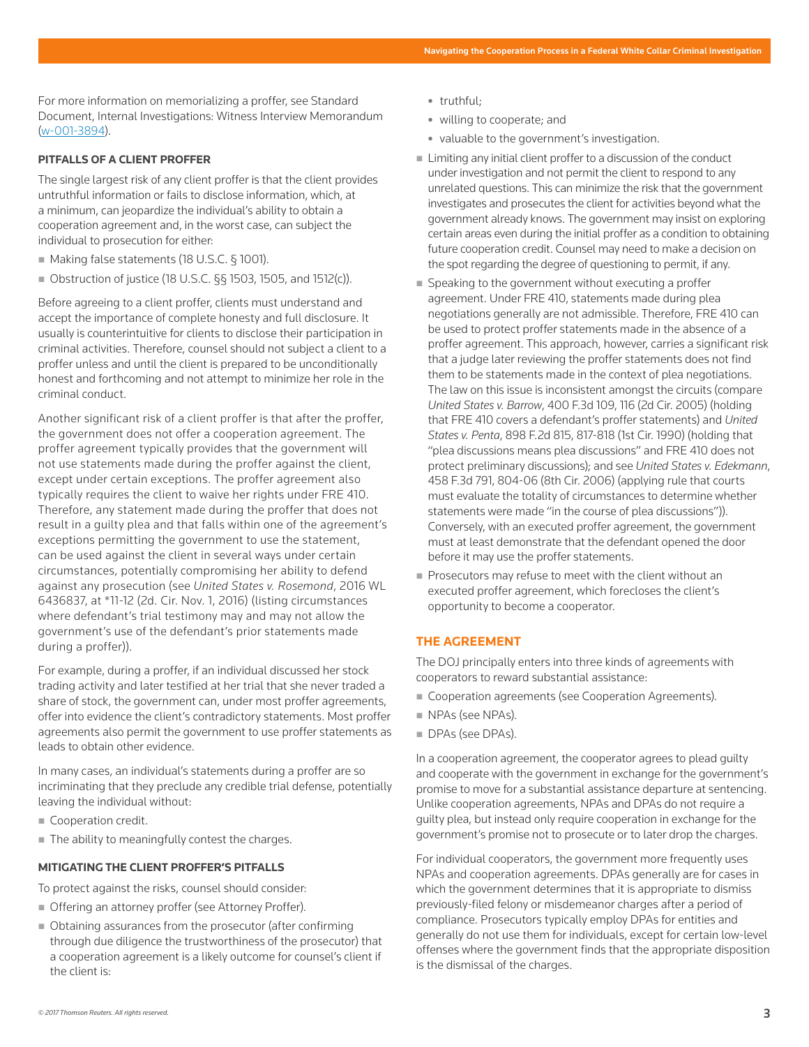For more information on memorializing a proffer, see Standard Document, Internal Investigations: Witness Interview Memorandum (w-001-3894).

### PITFALLS OF A CLIENT PROFFER

The single largest risk of any client proffer is that the client provides untruthful information or fails to disclose information, which, at a minimum, can jeopardize the individual's ability to obtain a cooperation agreement and, in the worst case, can subject the individual to prosecution for either:

- Making false statements (18 U.S.C. § 1001).
- Obstruction of justice (18 U.S.C. §§ 1503, 1505, and 1512(c)).

Before agreeing to a client proffer, clients must understand and accept the importance of complete honesty and full disclosure. It usually is counterintuitive for clients to disclose their participation in criminal activities. Therefore, counsel should not subject a client to a proffer unless and until the client is prepared to be unconditionally honest and forthcoming and not attempt to minimize her role in the criminal conduct.

Another significant risk of a client proffer is that after the proffer, the government does not offer a cooperation agreement. The proffer agreement typically provides that the government will not use statements made during the proffer against the client, except under certain exceptions. The proffer agreement also typically requires the client to waive her rights under FRE 410. Therefore, any statement made during the proffer that does not result in a guilty plea and that falls within one of the agreement's exceptions permitting the government to use the statement, can be used against the client in several ways under certain circumstances, potentially compromising her ability to defend against any prosecution (see *United States v. Rosemond*, 2016 WL 6436837, at *11-12 (2d. Cir. Nov. 1, 2016) (listing circumstances where defendant's trial testimony may and may not allow the government's use of the defendant's prior statements made during a proffer)).

For example, during a proffer, if an individual discussed her stock trading activity and later testified at her trial that she never traded a share of stock, the government can, under most proffer agreements, offer into evidence the client's contradictory statements. Most proffer agreements also permit the government to use proffer statements as leads to obtain other evidence.

In many cases, an individual's statements during a proffer are so incriminating that they preclude any credible trial defense, potentially leaving the individual without:

- Cooperation credit.
- The ability to meaningfully contest the charges.

### MITIGATING THE CLIENT PROFFER'S PITFALLS

To protect against the risks, counsel should consider:

- Offering an attorney proffer (see Attorney Proffer).
- Obtaining assurances from the prosecutor (after confirming through due diligence the trustworthiness of the prosecutor) that a cooperation agreement is a likely outcome for counsel's client if the client is:
  - truthful;
  - willing to cooperate; and
  - valuable to the government's investigation.
- Limiting any initial client proffer to a discussion of the conduct under investigation and not permit the client to respond to any unrelated questions. This can minimize the risk that the government investigates and prosecutes the client for activities beyond what the government already knows. The government may insist on exploring certain areas even during the initial proffer as a condition to obtaining future cooperation credit. Counsel may need to make a decision on the spot regarding the degree of questioning to permit, if any.
- Speaking to the government without executing a proffer agreement. Under FRE 410, statements made during plea negotiations generally are not admissible. Therefore, FRE 410 can be used to protect proffer statements made in the absence of a proffer agreement. This approach, however, carries a significant risk that a judge later reviewing the proffer statements does not find them to be statements made in the context of plea negotiations. The law on this issue is inconsistent amongst the circuits (compare *United States v. Barrow*, 400 F.3d 109, 116 (2d Cir. 2005) (holding that FRE 410 covers a defendant's proffer statements) and *United States v. Penta*, 898 F.2d 815, 817-818 (1st Cir. 1990) (holding that "plea discussions means plea discussions" and FRE 410 does not protect preliminary discussions); and see *United States v. Edekmann*, 458 F.3d 791, 804-06 (8th Cir. 2006) (applying rule that courts must evaluate the totality of circumstances to determine whether statements were made "in the course of plea discussions")). Conversely, with an executed proffer agreement, the government must at least demonstrate that the defendant opened the door before it may use the proffer statements.
- Prosecutors may refuse to meet with the client without an executed proffer agreement, which forecloses the client's opportunity to become a cooperator.

## THE AGREEMENT

The DOJ principally enters into three kinds of agreements with cooperators to reward substantial assistance:

- Cooperation agreements (see Cooperation Agreements).
- NPAs (see NPAs).
- DPAs (see DPAs).

In a cooperation agreement, the cooperator agrees to plead guilty and cooperate with the government in exchange for the government's promise to move for a substantial assistance departure at sentencing. Unlike cooperation agreements, NPAs and DPAs do not require a guilty plea, but instead only require cooperation in exchange for the government's promise not to prosecute or to later drop the charges.

For individual cooperators, the government more frequently uses NPAs and cooperation agreements. DPAs generally are for cases in which the government determines that it is appropriate to dismiss previously-filed felony or misdemeanor charges after a period of compliance. Prosecutors typically employ DPAs for entities and generally do not use them for individuals, except for certain low-level offenses where the government finds that the appropriate disposition is the dismissal of the charges.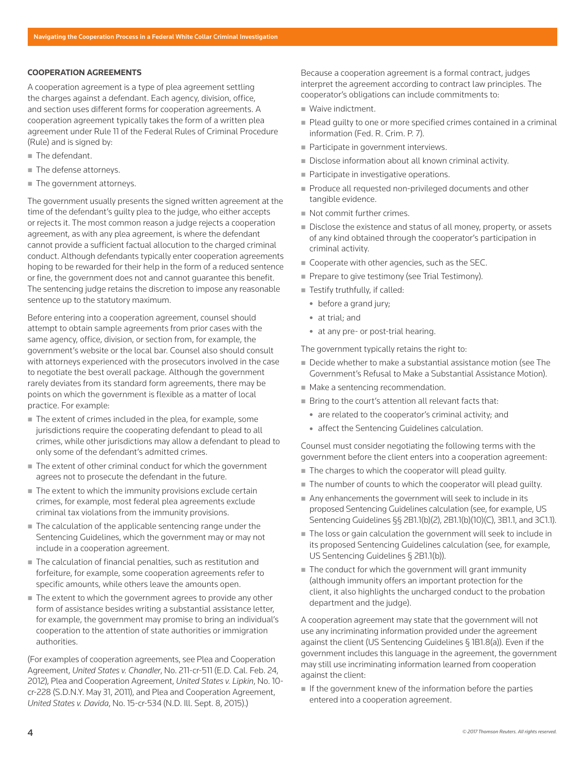## COOPERATION AGREEMENTS

A cooperation agreement is a type of plea agreement settling the charges against a defendant. Each agency, division, office, and section uses different forms for cooperation agreements. A cooperation agreement typically takes the form of a written plea agreement under Rule 11 of the Federal Rules of Criminal Procedure (Rule) and is signed by:

- The defendant.
- The defense attorneys.
- The government attorneys.

The government usually presents the signed written agreement at the time of the defendant's guilty plea to the judge, who either accepts or rejects it. The most common reason a judge rejects a cooperation agreement, as with any plea agreement, is where the defendant cannot provide a sufficient factual allocution to the charged criminal conduct. Although defendants typically enter cooperation agreements hoping to be rewarded for their help in the form of a reduced sentence or fine, the government does not and cannot guarantee this benefit. The sentencing judge retains the discretion to impose any reasonable sentence up to the statutory maximum.

Before entering into a cooperation agreement, counsel should attempt to obtain sample agreements from prior cases with the same agency, office, division, or section from, for example, the government's website or the local bar. Counsel also should consult with attorneys experienced with the prosecutors involved in the case to negotiate the best overall package. Although the government rarely deviates from its standard form agreements, there may be points on which the government is flexible as a matter of local practice. For example:

- The extent of crimes included in the plea, for example, some jurisdictions require the cooperating defendant to plead to all crimes, while other jurisdictions may allow a defendant to plead to only some of the defendant's admitted crimes.
- The extent of other criminal conduct for which the government agrees not to prosecute the defendant in the future.
- The extent to which the immunity provisions exclude certain crimes, for example, most federal plea agreements exclude criminal tax violations from the immunity provisions.
- The calculation of the applicable sentencing range under the Sentencing Guidelines, which the government may or may not include in a cooperation agreement.
- The calculation of financial penalties, such as restitution and forfeiture, for example, some cooperation agreements refer to specific amounts, while others leave the amounts open.
- The extent to which the government agrees to provide any other form of assistance besides writing a substantial assistance letter, for example, the government may promise to bring an individual's cooperation to the attention of state authorities or immigration authorities.

(For examples of cooperation agreements, see Plea and Cooperation Agreement, *United States v. Chandler*, No. 211-cr-511 (E.D. Cal. Feb. 24, 2012), Plea and Cooperation Agreement, *United States v. Lipkin*, No. 10-cr-228 (S.D.N.Y. May 31, 2011), and Plea and Cooperation Agreement, *United States v. Davida*, No. 15-cr-534 (N.D. Ill. Sept. 8, 2015).)

Because a cooperation agreement is a formal contract, judges interpret the agreement according to contract law principles. The cooperator's obligations can include commitments to:

- Waive indictment.
- Plead guilty to one or more specified crimes contained in a criminal information (Fed. R. Crim. P. 7).
- Participate in government interviews.
- Disclose information about all known criminal activity.
- Participate in investigative operations.
- Produce all requested non-privileged documents and other tangible evidence.
- Not commit further crimes.
- Disclose the existence and status of all money, property, or assets of any kind obtained through the cooperator's participation in criminal activity.
- Cooperate with other agencies, such as the SEC.
- Prepare to give testimony (see Trial Testimony).
- Testify truthfully, if called:
  - before a grand jury;
  - at trial; and
  - at any pre- or post-trial hearing.

The government typically retains the right to:

- Decide whether to make a substantial assistance motion (see The Government's Refusal to Make a Substantial Assistance Motion).
- Make a sentencing recommendation.
- Bring to the court's attention all relevant facts that:
  - are related to the cooperator's criminal activity; and
  - affect the Sentencing Guidelines calculation.

Counsel must consider negotiating the following terms with the government before the client enters into a cooperation agreement:

- The charges to which the cooperator will plead guilty.
- The number of counts to which the cooperator will plead guilty.
- Any enhancements the government will seek to include in its proposed Sentencing Guidelines calculation (see, for example, US Sentencing Guidelines §§ 2B1.1(b)(2), 2B1.1(b)(10)(C), 3B1.1, and 3C1.1).
- The loss or gain calculation the government will seek to include in its proposed Sentencing Guidelines calculation (see, for example, US Sentencing Guidelines § 2B1.1(b)).
- The conduct for which the government will grant immunity (although immunity offers an important protection for the client, it also highlights the uncharged conduct to the probation department and the judge).

A cooperation agreement may state that the government will not use any incriminating information provided under the agreement against the client (US Sentencing Guidelines § 1B1.8(a)). Even if the government includes this language in the agreement, the government may still use incriminating information learned from cooperation against the client:

- If the government knew of the information before the parties entered into a cooperation agreement.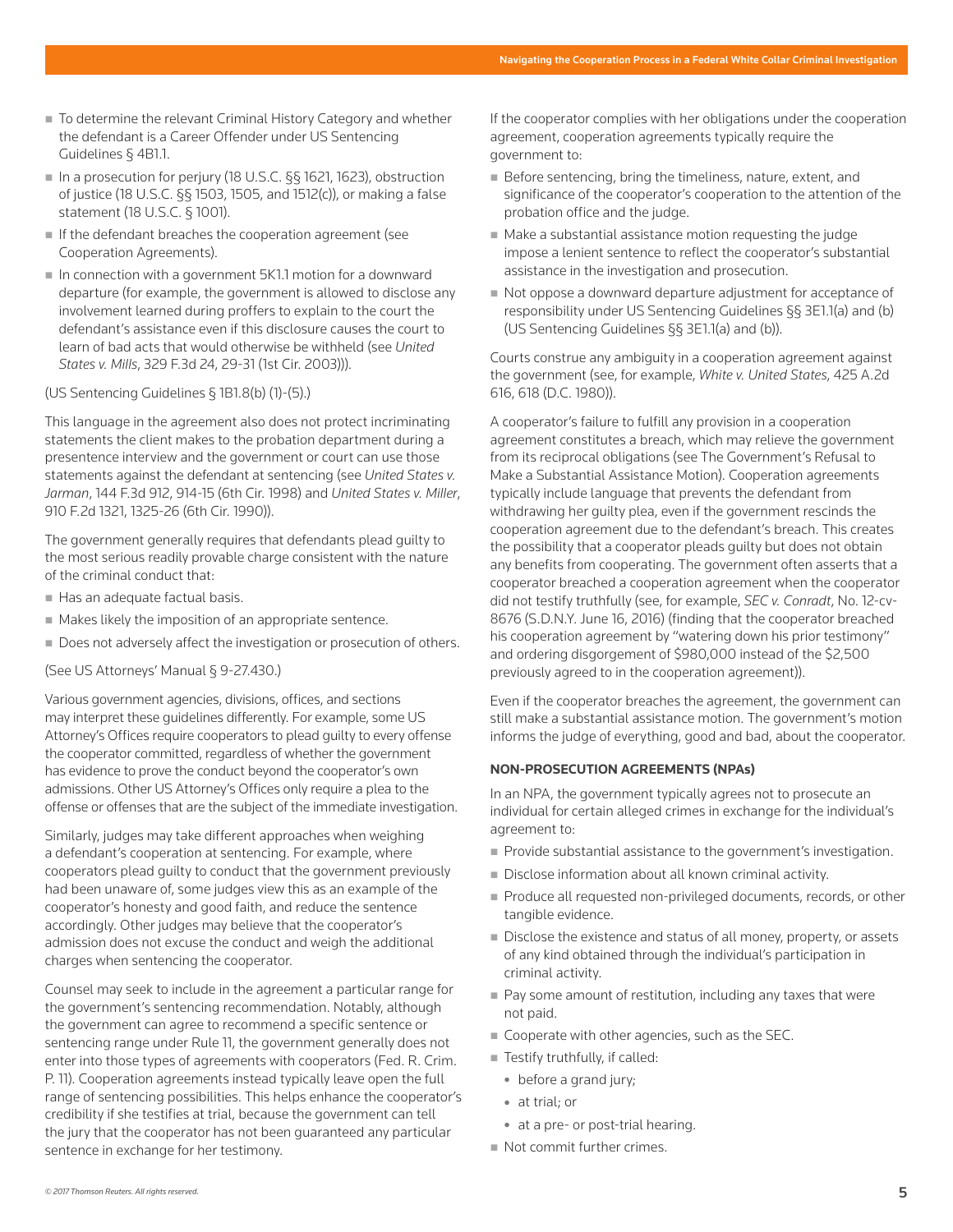- To determine the relevant Criminal History Category and whether the defendant is a Career Offender under US Sentencing Guidelines § 4B1.1.
- In a prosecution for perjury (18 U.S.C. §§ 1621, 1623), obstruction of justice (18 U.S.C. §§ 1503, 1505, and 1512(c)), or making a false statement (18 U.S.C. § 1001).
- If the defendant breaches the cooperation agreement (see Cooperation Agreements).
- In connection with a government 5K1.1 motion for a downward departure (for example, the government is allowed to disclose any involvement learned during proffers to explain to the court the defendant's assistance even if this disclosure causes the court to learn of bad acts that would otherwise be withheld (see *United States v. Mills*, 329 F.3d 24, 29-31 (1st Cir. 2003))).

(US Sentencing Guidelines § 1B1.8(b) (1)-(5).)

This language in the agreement also does not protect incriminating statements the client makes to the probation department during a presentence interview and the government or court can use those statements against the defendant at sentencing (see *United States v. Jarman*, 144 F.3d 912, 914-15 (6th Cir. 1998) and *United States v. Miller*, 910 F.2d 1321, 1325-26 (6th Cir. 1990)).

The government generally requires that defendants plead guilty to the most serious readily provable charge consistent with the nature of the criminal conduct that:

- Has an adequate factual basis.
- Makes likely the imposition of an appropriate sentence.
- Does not adversely affect the investigation or prosecution of others.

(See US Attorneys' Manual § 9-27.430.)

Various government agencies, divisions, offices, and sections may interpret these guidelines differently. For example, some US Attorney's Offices require cooperators to plead guilty to every offense the cooperator committed, regardless of whether the government has evidence to prove the conduct beyond the cooperator's own admissions. Other US Attorney's Offices only require a plea to the offense or offenses that are the subject of the immediate investigation.

Similarly, judges may take different approaches when weighing a defendant's cooperation at sentencing. For example, where cooperators plead guilty to conduct that the government previously had been unaware of, some judges view this as an example of the cooperator's honesty and good faith, and reduce the sentence accordingly. Other judges may believe that the cooperator's admission does not excuse the conduct and weigh the additional charges when sentencing the cooperator.

Counsel may seek to include in the agreement a particular range for the government's sentencing recommendation. Notably, although the government can agree to recommend a specific sentence or sentencing range under Rule 11, the government generally does not enter into those types of agreements with cooperators (Fed. R. Crim. P. 11). Cooperation agreements instead typically leave open the full range of sentencing possibilities. This helps enhance the cooperator's credibility if she testifies at trial, because the government can tell the jury that the cooperator has not been guaranteed any particular sentence in exchange for her testimony.

If the cooperator complies with her obligations under the cooperation agreement, cooperation agreements typically require the government to:

- Before sentencing, bring the timeliness, nature, extent, and significance of the cooperator's cooperation to the attention of the probation office and the judge.
- Make a substantial assistance motion requesting the judge impose a lenient sentence to reflect the cooperator's substantial assistance in the investigation and prosecution.
- Not oppose a downward departure adjustment for acceptance of responsibility under US Sentencing Guidelines §§ 3E1.1(a) and (b) (US Sentencing Guidelines §§ 3E1.1(a) and (b)).

Courts construe any ambiguity in a cooperation agreement against the government (see, for example, *White v. United States*, 425 A.2d 616, 618 (D.C. 1980)).

A cooperator's failure to fulfill any provision in a cooperation agreement constitutes a breach, which may relieve the government from its reciprocal obligations (see The Government's Refusal to Make a Substantial Assistance Motion). Cooperation agreements typically include language that prevents the defendant from withdrawing her guilty plea, even if the government rescinds the cooperation agreement due to the defendant's breach. This creates the possibility that a cooperator pleads guilty but does not obtain any benefits from cooperating. The government often asserts that a cooperator breached a cooperation agreement when the cooperator did not testify truthfully (see, for example, *SEC v. Conradt*, No. 12-cv-8676 (S.D.N.Y. June 16, 2016) (finding that the cooperator breached his cooperation agreement by "watering down his prior testimony" and ordering disgorgement of $980,000 instead of the $2,500 previously agreed to in the cooperation agreement)).

Even if the cooperator breaches the agreement, the government can still make a substantial assistance motion. The government's motion informs the judge of everything, good and bad, about the cooperator.

**NON-PROSECUTION AGREEMENTS (NPAs)**

In an NPA, the government typically agrees not to prosecute an individual for certain alleged crimes in exchange for the individual's agreement to:

- Provide substantial assistance to the government's investigation.
- Disclose information about all known criminal activity.
- Produce all requested non-privileged documents, records, or other tangible evidence.
- Disclose the existence and status of all money, property, or assets of any kind obtained through the individual's participation in criminal activity.
- Pay some amount of restitution, including any taxes that were not paid.
- Cooperate with other agencies, such as the SEC.
- Testify truthfully, if called:
  - before a grand jury;
  - at trial; or
  - at a pre- or post-trial hearing.
- Not commit further crimes.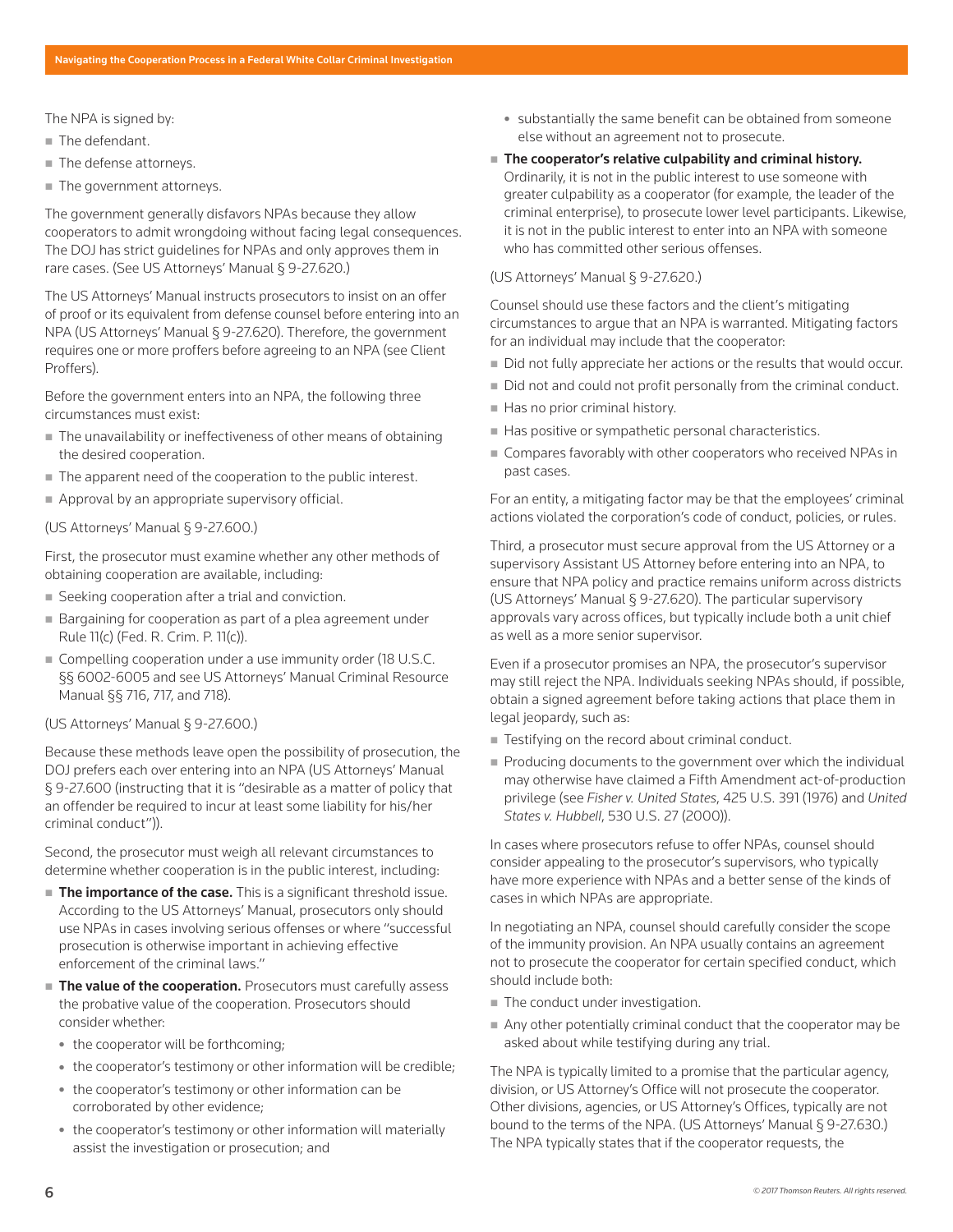The NPA is signed by:

- The defendant.
- The defense attorneys.
- The government attorneys.

The government generally disfavors NPAs because they allow cooperators to admit wrongdoing without facing legal consequences. The DOJ has strict guidelines for NPAs and only approves them in rare cases. (See US Attorneys' Manual § 9-27.620.)

The US Attorneys' Manual instructs prosecutors to insist on an offer of proof or its equivalent from defense counsel before entering into an NPA (US Attorneys' Manual § 9-27.620). Therefore, the government requires one or more proffers before agreeing to an NPA (see Client Proffers).

Before the government enters into an NPA, the following three circumstances must exist:

- The unavailability or ineffectiveness of other means of obtaining the desired cooperation.
- The apparent need of the cooperation to the public interest.
- Approval by an appropriate supervisory official.

(US Attorneys' Manual § 9-27.600.)

First, the prosecutor must examine whether any other methods of obtaining cooperation are available, including:

- Seeking cooperation after a trial and conviction.
- Bargaining for cooperation as part of a plea agreement under Rule 11(c) (Fed. R. Crim. P. 11(c)).
- Compelling cooperation under a use immunity order (18 U.S.C. §§ 6002-6005 and see US Attorneys' Manual Criminal Resource Manual §§ 716, 717, and 718).

(US Attorneys' Manual § 9-27.600.)

Because these methods leave open the possibility of prosecution, the DOJ prefers each over entering into an NPA (US Attorneys' Manual § 9-27.600 (instructing that it is "desirable as a matter of policy that an offender be required to incur at least some liability for his/her criminal conduct")).

Second, the prosecutor must weigh all relevant circumstances to determine whether cooperation is in the public interest, including:

- **The importance of the case.** This is a significant threshold issue. According to the US Attorneys' Manual, prosecutors only should use NPAs in cases involving serious offenses or where "successful prosecution is otherwise important in achieving effective enforcement of the criminal laws."
- **The value of the cooperation.** Prosecutors must carefully assess the probative value of the cooperation. Prosecutors should consider whether:
  - the cooperator will be forthcoming;
  - the cooperator's testimony or other information will be credible;
  - the cooperator's testimony or other information can be corroborated by other evidence;
  - the cooperator's testimony or other information will materially assist the investigation or prosecution; and
  - substantially the same benefit can be obtained from someone else without an agreement not to prosecute.
- **The cooperator's relative culpability and criminal history.** Ordinarily, it is not in the public interest to use someone with greater culpability as a cooperator (for example, the leader of the criminal enterprise), to prosecute lower level participants. Likewise, it is not in the public interest to enter into an NPA with someone who has committed other serious offenses.

(US Attorneys' Manual § 9-27.620.)

Counsel should use these factors and the client's mitigating circumstances to argue that an NPA is warranted. Mitigating factors for an individual may include that the cooperator:

- Did not fully appreciate her actions or the results that would occur.
- Did not and could not profit personally from the criminal conduct.
- Has no prior criminal history.
- Has positive or sympathetic personal characteristics.
- Compares favorably with other cooperators who received NPAs in past cases.

For an entity, a mitigating factor may be that the employees' criminal actions violated the corporation's code of conduct, policies, or rules.

Third, a prosecutor must secure approval from the US Attorney or a supervisory Assistant US Attorney before entering into an NPA, to ensure that NPA policy and practice remains uniform across districts (US Attorneys' Manual § 9-27.620). The particular supervisory approvals vary across offices, but typically include both a unit chief as well as a more senior supervisor.

Even if a prosecutor promises an NPA, the prosecutor's supervisor may still reject the NPA. Individuals seeking NPAs should, if possible, obtain a signed agreement before taking actions that place them in legal jeopardy, such as:

- Testifying on the record about criminal conduct.
- Producing documents to the government over which the individual may otherwise have claimed a Fifth Amendment act-of-production privilege (see *Fisher v. United States*, 425 U.S. 391 (1976) and *United States v. Hubbell*, 530 U.S. 27 (2000)).

In cases where prosecutors refuse to offer NPAs, counsel should consider appealing to the prosecutor's supervisors, who typically have more experience with NPAs and a better sense of the kinds of cases in which NPAs are appropriate.

In negotiating an NPA, counsel should carefully consider the scope of the immunity provision. An NPA usually contains an agreement not to prosecute the cooperator for certain specified conduct, which should include both:

- The conduct under investigation.
- Any other potentially criminal conduct that the cooperator may be asked about while testifying during any trial.

The NPA is typically limited to a promise that the particular agency, division, or US Attorney's Office will not prosecute the cooperator. Other divisions, agencies, or US Attorney's Offices, typically are not bound to the terms of the NPA. (US Attorneys' Manual § 9-27.630.) The NPA typically states that if the cooperator requests, the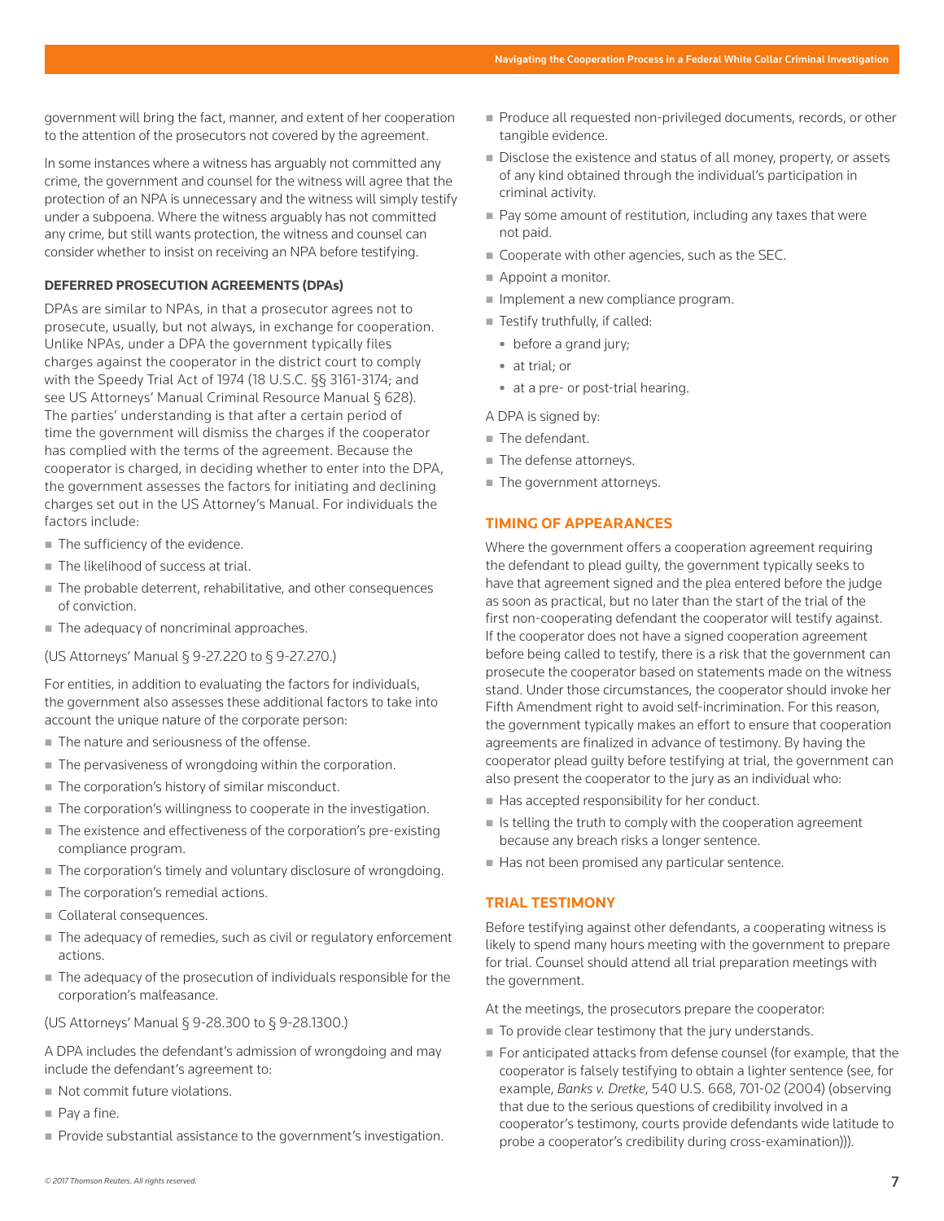government will bring the fact, manner, and extent of her cooperation to the attention of the prosecutors not covered by the agreement.

In some instances where a witness has arguably not committed any crime, the government and counsel for the witness will agree that the protection of an NPA is unnecessary and the witness will simply testify under a subpoena. Where the witness arguably has not committed any crime, but still wants protection, the witness and counsel can consider whether to insist on receiving an NPA before testifying.

#### DEFERRED PROSECUTION AGREEMENTS (DPAs)

DPAs are similar to NPAs, in that a prosecutor agrees not to prosecute, usually, but not always, in exchange for cooperation. Unlike NPAs, under a DPA the government typically files charges against the cooperator in the district court to comply with the Speedy Trial Act of 1974 (18 U.S.C. §§ 3161-3174; and see US Attorneys' Manual Criminal Resource Manual § 628). The parties' understanding is that after a certain period of time the government will dismiss the charges if the cooperator has complied with the terms of the agreement. Because the cooperator is charged, in deciding whether to enter into the DPA, the government assesses the factors for initiating and declining charges set out in the US Attorney's Manual. For individuals the factors include:

- The sufficiency of the evidence.
- The likelihood of success at trial.
- The probable deterrent, rehabilitative, and other consequences of conviction.
- The adequacy of noncriminal approaches.

(US Attorneys' Manual § 9-27.220 to § 9-27.270.)

For entities, in addition to evaluating the factors for individuals, the government also assesses these additional factors to take into account the unique nature of the corporate person:

- The nature and seriousness of the offense.
- The pervasiveness of wrongdoing within the corporation.
- The corporation's history of similar misconduct.
- The corporation's willingness to cooperate in the investigation.
- The existence and effectiveness of the corporation's pre-existing compliance program.
- The corporation's timely and voluntary disclosure of wrongdoing.
- The corporation's remedial actions.
- Collateral consequences.
- The adequacy of remedies, such as civil or regulatory enforcement actions.
- The adequacy of the prosecution of individuals responsible for the corporation's malfeasance.

(US Attorneys' Manual § 9-28.300 to § 9-28.1300.)

A DPA includes the defendant's admission of wrongdoing and may include the defendant's agreement to:

- Not commit future violations.
- Pay a fine.
- Provide substantial assistance to the government's investigation.
- Produce all requested non-privileged documents, records, or other tangible evidence.
- Disclose the existence and status of all money, property, or assets of any kind obtained through the individual's participation in criminal activity.
- Pay some amount of restitution, including any taxes that were not paid.
- Cooperate with other agencies, such as the SEC.
- Appoint a monitor.
- Implement a new compliance program.
- Testify truthfully, if called:
  - before a grand jury;
  - at trial; or
  - at a pre- or post-trial hearing.

A DPA is signed by:

- The defendant.
- The defense attorneys.
- The government attorneys.

### TIMING OF APPEARANCES

Where the government offers a cooperation agreement requiring the defendant to plead guilty, the government typically seeks to have that agreement signed and the plea entered before the judge as soon as practical, but no later than the start of the trial of the first non-cooperating defendant the cooperator will testify against. If the cooperator does not have a signed cooperation agreement before being called to testify, there is a risk that the government can prosecute the cooperator based on statements made on the witness stand. Under those circumstances, the cooperator should invoke her Fifth Amendment right to avoid self-incrimination. For this reason, the government typically makes an effort to ensure that cooperation agreements are finalized in advance of testimony. By having the cooperator plead guilty before testifying at trial, the government can also present the cooperator to the jury as an individual who:

- Has accepted responsibility for her conduct.
- Is telling the truth to comply with the cooperation agreement because any breach risks a longer sentence.
- Has not been promised any particular sentence.

### TRIAL TESTIMONY

Before testifying against other defendants, a cooperating witness is likely to spend many hours meeting with the government to prepare for trial. Counsel should attend all trial preparation meetings with the government.

At the meetings, the prosecutors prepare the cooperator:

- To provide clear testimony that the jury understands.
- For anticipated attacks from defense counsel (for example, that the cooperator is falsely testifying to obtain a lighter sentence (see, for example, *Banks v. Dretke*, 540 U.S. 668, 701-02 (2004) (observing that due to the serious questions of credibility involved in a cooperator's testimony, courts provide defendants wide latitude to probe a cooperator's credibility during cross-examination))).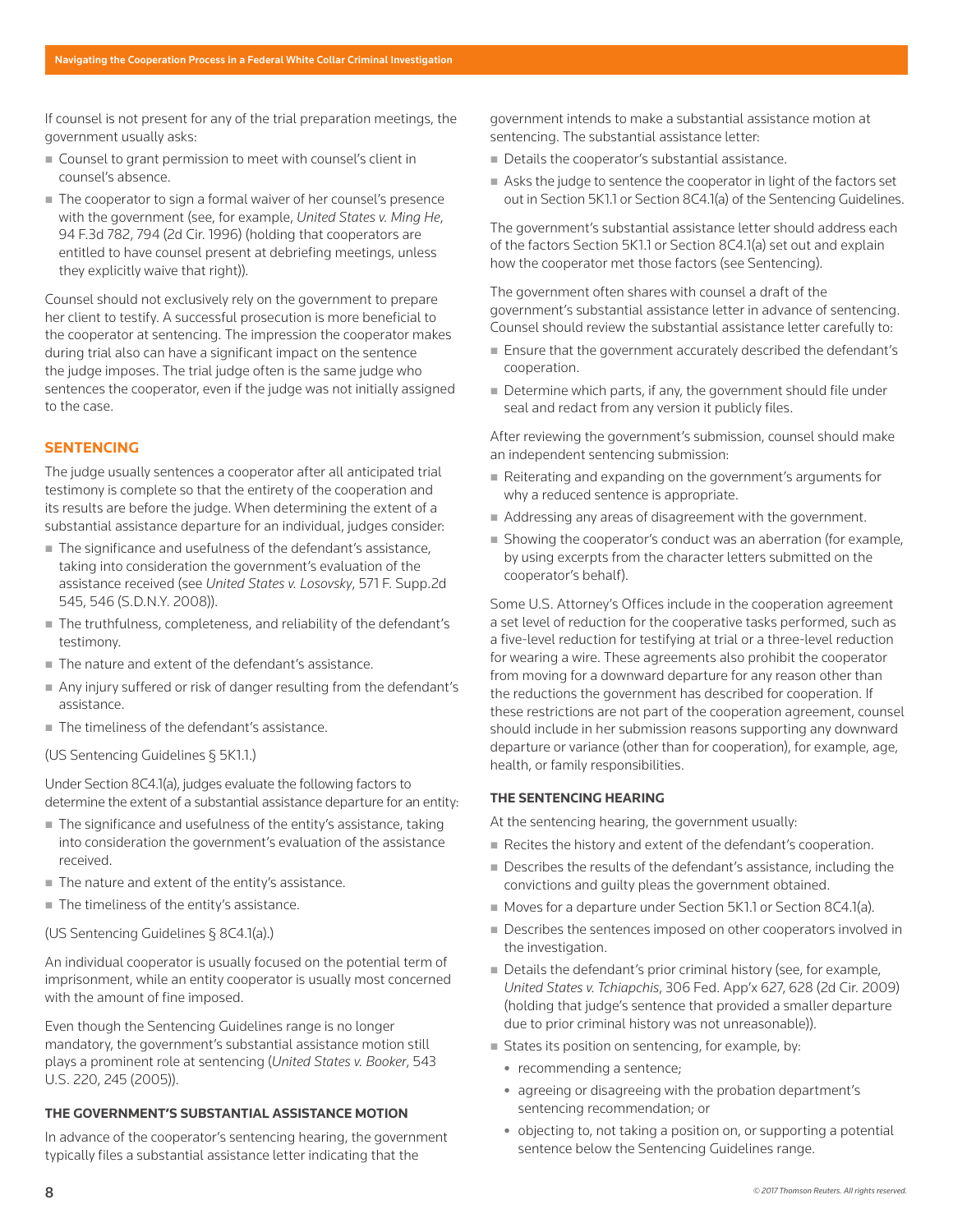If counsel is not present for any of the trial preparation meetings, the government usually asks:

- Counsel to grant permission to meet with counsel's client in counsel's absence.
- The cooperator to sign a formal waiver of her counsel's presence with the government (see, for example, *United States v. Ming He*, 94 F.3d 782, 794 (2d Cir. 1996) (holding that cooperators are entitled to have counsel present at debriefing meetings, unless they explicitly waive that right)).

Counsel should not exclusively rely on the government to prepare her client to testify. A successful prosecution is more beneficial to the cooperator at sentencing. The impression the cooperator makes during trial also can have a significant impact on the sentence the judge imposes. The trial judge often is the same judge who sentences the cooperator, even if the judge was not initially assigned to the case.

## SENTENCING

The judge usually sentences a cooperator after all anticipated trial testimony is complete so that the entirety of the cooperation and its results are before the judge. When determining the extent of a substantial assistance departure for an individual, judges consider:

- The significance and usefulness of the defendant's assistance, taking into consideration the government's evaluation of the assistance received (see *United States v. Losovsky*, 571 F. Supp.2d 545, 546 (S.D.N.Y. 2008)).
- The truthfulness, completeness, and reliability of the defendant's testimony.
- The nature and extent of the defendant's assistance.
- Any injury suffered or risk of danger resulting from the defendant's assistance.
- The timeliness of the defendant's assistance.

(US Sentencing Guidelines § 5K1.1.)

Under Section 8C4.1(a), judges evaluate the following factors to determine the extent of a substantial assistance departure for an entity:

- The significance and usefulness of the entity's assistance, taking into consideration the government's evaluation of the assistance received.
- The nature and extent of the entity's assistance.
- The timeliness of the entity's assistance.

(US Sentencing Guidelines § 8C4.1(a).)

An individual cooperator is usually focused on the potential term of imprisonment, while an entity cooperator is usually most concerned with the amount of fine imposed.

Even though the Sentencing Guidelines range is no longer mandatory, the government's substantial assistance motion still plays a prominent role at sentencing (*United States v. Booker*, 543 U.S. 220, 245 (2005)).

### THE GOVERNMENT'S SUBSTANTIAL ASSISTANCE MOTION

In advance of the cooperator's sentencing hearing, the government typically files a substantial assistance letter indicating that the government intends to make a substantial assistance motion at sentencing. The substantial assistance letter:

- Details the cooperator's substantial assistance.
- Asks the judge to sentence the cooperator in light of the factors set out in Section 5K1.1 or Section 8C4.1(a) of the Sentencing Guidelines.

The government's substantial assistance letter should address each of the factors Section 5K1.1 or Section 8C4.1(a) set out and explain how the cooperator met those factors (see Sentencing).

The government often shares with counsel a draft of the government's substantial assistance letter in advance of sentencing. Counsel should review the substantial assistance letter carefully to:

- Ensure that the government accurately described the defendant's cooperation.
- Determine which parts, if any, the government should file under seal and redact from any version it publicly files.

After reviewing the government's submission, counsel should make an independent sentencing submission:

- Reiterating and expanding on the government's arguments for why a reduced sentence is appropriate.
- Addressing any areas of disagreement with the government.
- Showing the cooperator's conduct was an aberration (for example, by using excerpts from the character letters submitted on the cooperator's behalf).

Some U.S. Attorney's Offices include in the cooperation agreement a set level of reduction for the cooperative tasks performed, such as a five-level reduction for testifying at trial or a three-level reduction for wearing a wire. These agreements also prohibit the cooperator from moving for a downward departure for any reason other than the reductions the government has described for cooperation. If these restrictions are not part of the cooperation agreement, counsel should include in her submission reasons supporting any downward departure or variance (other than for cooperation), for example, age, health, or family responsibilities.

### THE SENTENCING HEARING

At the sentencing hearing, the government usually:

- Recites the history and extent of the defendant's cooperation.
- Describes the results of the defendant's assistance, including the convictions and guilty pleas the government obtained.
- Moves for a departure under Section 5K1.1 or Section 8C4.1(a).
- Describes the sentences imposed on other cooperators involved in the investigation.
- Details the defendant's prior criminal history (see, for example, *United States v. Tchiapchis*, 306 Fed. App'x 627, 628 (2d Cir. 2009) (holding that judge's sentence that provided a smaller departure due to prior criminal history was not unreasonable)).
- States its position on sentencing, for example, by:
  - recommending a sentence;
  - agreeing or disagreeing with the probation department's sentencing recommendation; or
  - objecting to, not taking a position on, or supporting a potential sentence below the Sentencing Guidelines range.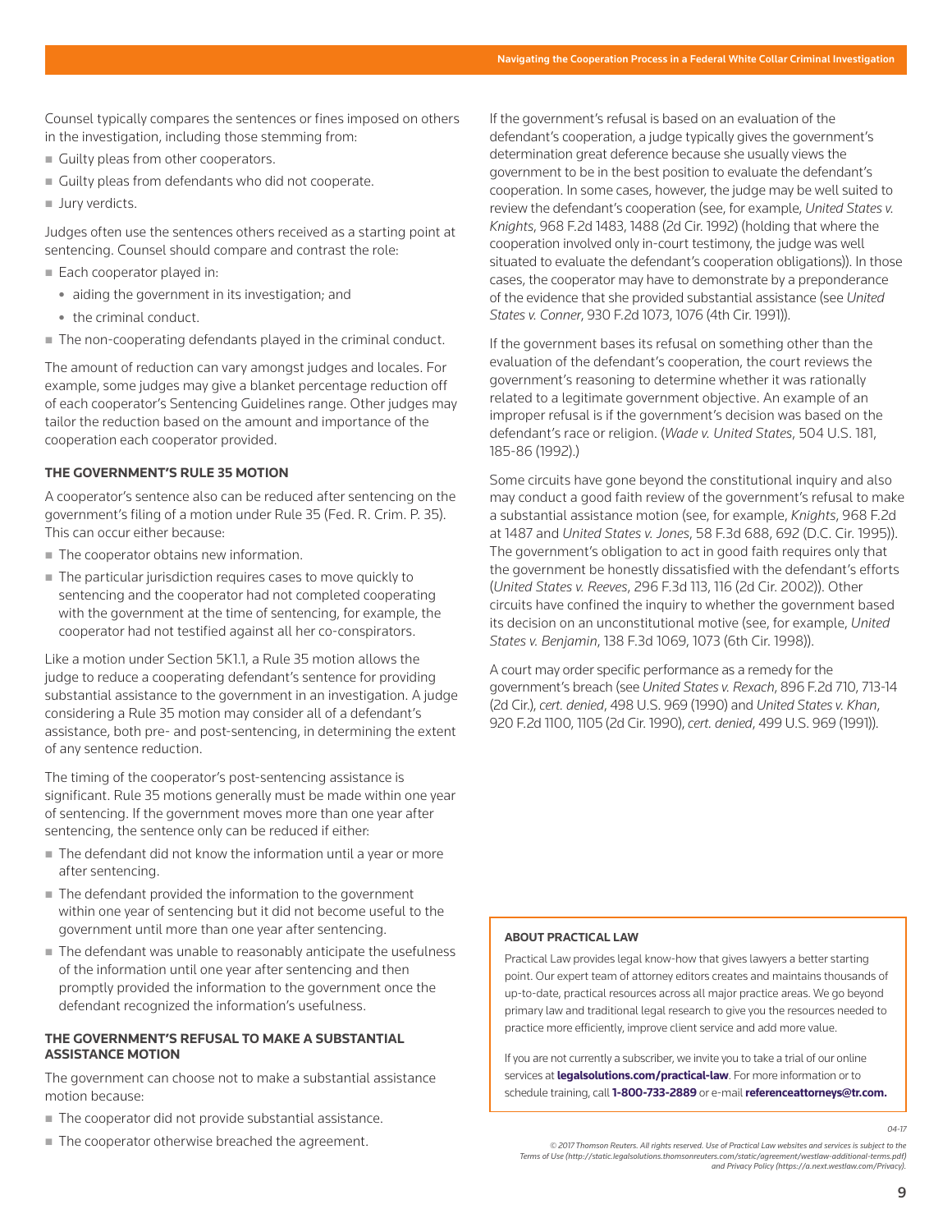Counsel typically compares the sentences or fines imposed on others in the investigation, including those stemming from:

- Guilty pleas from other cooperators.
- Guilty pleas from defendants who did not cooperate.
- Jury verdicts.

Judges often use the sentences others received as a starting point at sentencing. Counsel should compare and contrast the role:

- Each cooperator played in:
  - aiding the government in its investigation; and
  - the criminal conduct.
- The non-cooperating defendants played in the criminal conduct.

The amount of reduction can vary amongst judges and locales. For example, some judges may give a blanket percentage reduction off of each cooperator's Sentencing Guidelines range. Other judges may tailor the reduction based on the amount and importance of the cooperation each cooperator provided.

### THE GOVERNMENT'S RULE 35 MOTION

A cooperator's sentence also can be reduced after sentencing on the government's filing of a motion under Rule 35 (Fed. R. Crim. P. 35). This can occur either because:

- The cooperator obtains new information.
- The particular jurisdiction requires cases to move quickly to sentencing and the cooperator had not completed cooperating with the government at the time of sentencing, for example, the cooperator had not testified against all her co-conspirators.

Like a motion under Section 5K1.1, a Rule 35 motion allows the judge to reduce a cooperating defendant's sentence for providing substantial assistance to the government in an investigation. A judge considering a Rule 35 motion may consider all of a defendant's assistance, both pre- and post-sentencing, in determining the extent of any sentence reduction.

The timing of the cooperator's post-sentencing assistance is significant. Rule 35 motions generally must be made within one year of sentencing. If the government moves more than one year after sentencing, the sentence only can be reduced if either:

- The defendant did not know the information until a year or more after sentencing.
- The defendant provided the information to the government within one year of sentencing but it did not become useful to the government until more than one year after sentencing.
- The defendant was unable to reasonably anticipate the usefulness of the information until one year after sentencing and then promptly provided the information to the government once the defendant recognized the information's usefulness.

### THE GOVERNMENT'S REFUSAL TO MAKE A SUBSTANTIAL ASSISTANCE MOTION

The government can choose not to make a substantial assistance motion because:

- The cooperator did not provide substantial assistance.
- The cooperator otherwise breached the agreement.

If the government's refusal is based on an evaluation of the defendant's cooperation, a judge typically gives the government's determination great deference because she usually views the government to be in the best position to evaluate the defendant's cooperation. In some cases, however, the judge may be well suited to review the defendant's cooperation (see, for example, *United States v. Knights*, 968 F.2d 1483, 1488 (2d Cir. 1992) (holding that where the cooperation involved only in-court testimony, the judge was well situated to evaluate the defendant's cooperation obligations)). In those cases, the cooperator may have to demonstrate by a preponderance of the evidence that she provided substantial assistance (see *United States v. Conner*, 930 F.2d 1073, 1076 (4th Cir. 1991)).

If the government bases its refusal on something other than the evaluation of the defendant's cooperation, the court reviews the government's reasoning to determine whether it was rationally related to a legitimate government objective. An example of an improper refusal is if the government's decision was based on the defendant's race or religion. (*Wade v. United States*, 504 U.S. 181, 185-86 (1992).)

Some circuits have gone beyond the constitutional inquiry and also may conduct a good faith review of the government's refusal to make a substantial assistance motion (see, for example, *Knights*, 968 F.2d at 1487 and *United States v. Jones*, 58 F.3d 688, 692 (D.C. Cir. 1995)). The government's obligation to act in good faith requires only that the government be honestly dissatisfied with the defendant's efforts (*United States v. Reeves*, 296 F.3d 113, 116 (2d Cir. 2002)). Other circuits have confined the inquiry to whether the government based its decision on an unconstitutional motive (see, for example, *United States v. Benjamin*, 138 F.3d 1069, 1073 (6th Cir. 1998)).

A court may order specific performance as a remedy for the government's breach (see *United States v. Rexach*, 896 F.2d 710, 713-14 (2d Cir.), *cert. denied*, 498 U.S. 969 (1990) and *United States v. Khan*, 920 F.2d 1100, 1105 (2d Cir. 1990), *cert. denied*, 499 U.S. 969 (1991)).

**ABOUT PRACTICAL LAW**

Practical Law provides legal know-how that gives lawyers a better starting point. Our expert team of attorney editors creates and maintains thousands of up-to-date, practical resources across all major practice areas. We go beyond primary law and traditional legal research to give you the resources needed to practice more efficiently, improve client service and add more value.

If you are not currently a subscriber, we invite you to take a trial of our online services at **legalsolutions.com/practical-law**. For more information or to schedule training, call **1-800-733-2889** or e-mail **referenceattorneys@tr.com.**

*04-17*

*© 2017 Thomson Reuters. All rights reserved. Use of Practical Law websites and services is subject to the Terms of Use (http://static.legalsolutions.thomsonreuters.com/static/agreement/westlaw-additional-terms.pdf) and Privacy Policy (https://a.next.westlaw.com/Privacy).*